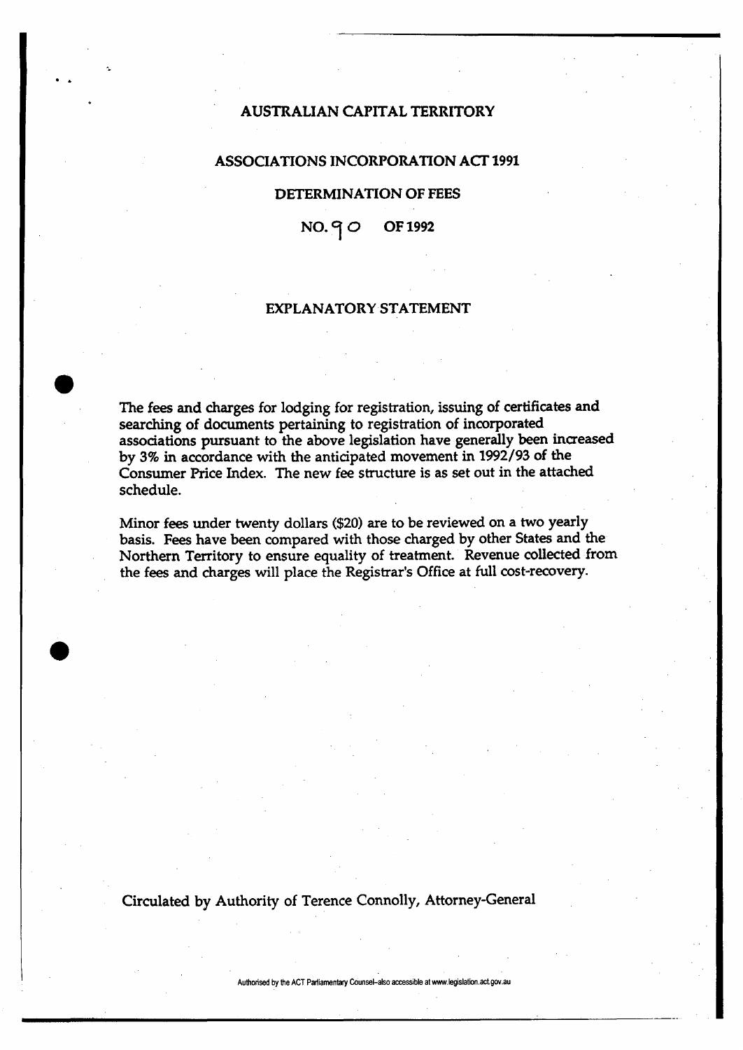# AUSTRALIAN CAPITAL TERRITORY

## ASSOCIATIONS INCORPORATION ACT 1991

## DETERMINATION OF FEES

## NO. 90 OF 1992

## EXPLANATORY STATEMENT

The fees and charges for lodging for registration, issuing of certificates and searching of documents pertaining to registration of incorporated associations pursuant to the above legislation have generally been increased by 3% in accordance with the anticipated movement in 1992/93 of the Consumer Price Index. The new fee structure is as set out in the attached schedule.

Minor fees under twenty dollars ($20) are to be reviewed on a two yearly basis. Fees have been compared with those charged by other States and the Northern Territory to ensure equality of treatment. Revenue collected from the fees and charges will place the Registrar's Office at full cost-recovery.

Circulated by Authority of Terence Connolly, Attorney-General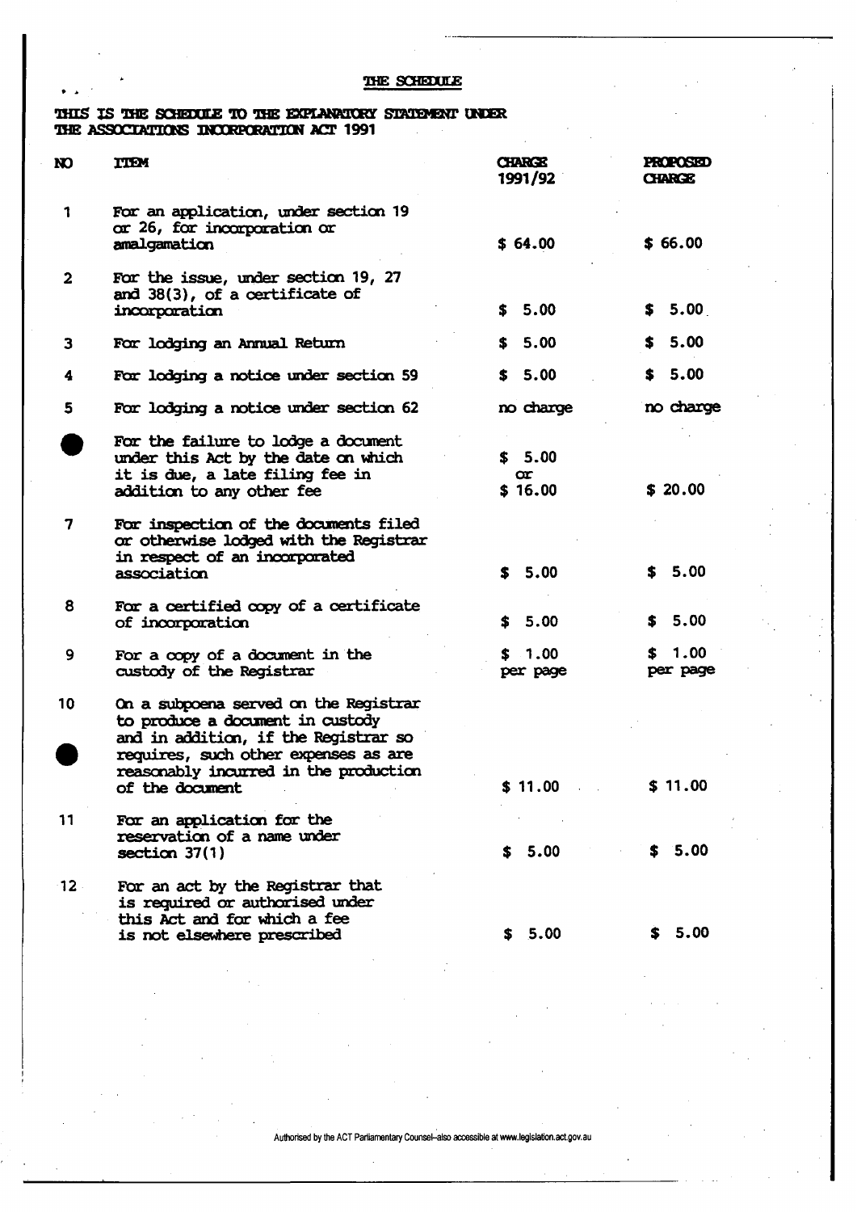## THE SCHEDULE

**THIS IS THE SCHEDULE TO THE EXPLANATORY STATEMENT UNDER THE ASSOCIATIONS INCORPORATION ACT 1991**

| NO | ITEM | CHARGE 1991/92 | PROPOSED CHARGE |
|---|---|---|---|
| 1 | For an application, under section 19 or 26, for incorporation or amalgamation | $ 64.00 | $ 66.00 |
| 2 | For the issue, under section 19, 27 and 38(3), of a certificate of incorporation | $ 5.00 | $ 5.00 |
| 3 | For lodging an Annual Return | $ 5.00 | $ 5.00 |
| 4 | For lodging a notice under section 59 | $ 5.00 | $ 5.00 |
| 5 | For lodging a notice under section 62 | no charge | no charge |
| | For the failure to lodge a document under this Act by the date on which it is due, a late filing fee in addition to any other fee | $ 5.00 or $ 16.00 | $ 20.00 |
| 7 | For inspection of the documents filed or otherwise lodged with the Registrar in respect of an incorporated association | $ 5.00 | $ 5.00 |
| 8 | For a certified copy of a certificate of incorporation | $ 5.00 | $ 5.00 |
| 9 | For a copy of a document in the custody of the Registrar | $ 1.00 per page | $ 1.00 per page |
| 10 | On a subpoena served on the Registrar to produce a document in custody and in addition, if the Registrar so requires, such other expenses as are reasonably incurred in the production of the document | $ 11.00 | $ 11.00 |
| 11 | For an application for the reservation of a name under section 37(1) | $ 5.00 | $ 5.00 |
| 12 | For an act by the Registrar that is required or authorised under this Act and for which a fee is not elsewhere prescribed | $ 5.00 | $ 5.00 |

Authorised by the ACT Parliamentary Counsel–also accessible at www.legislation.act.gov.au